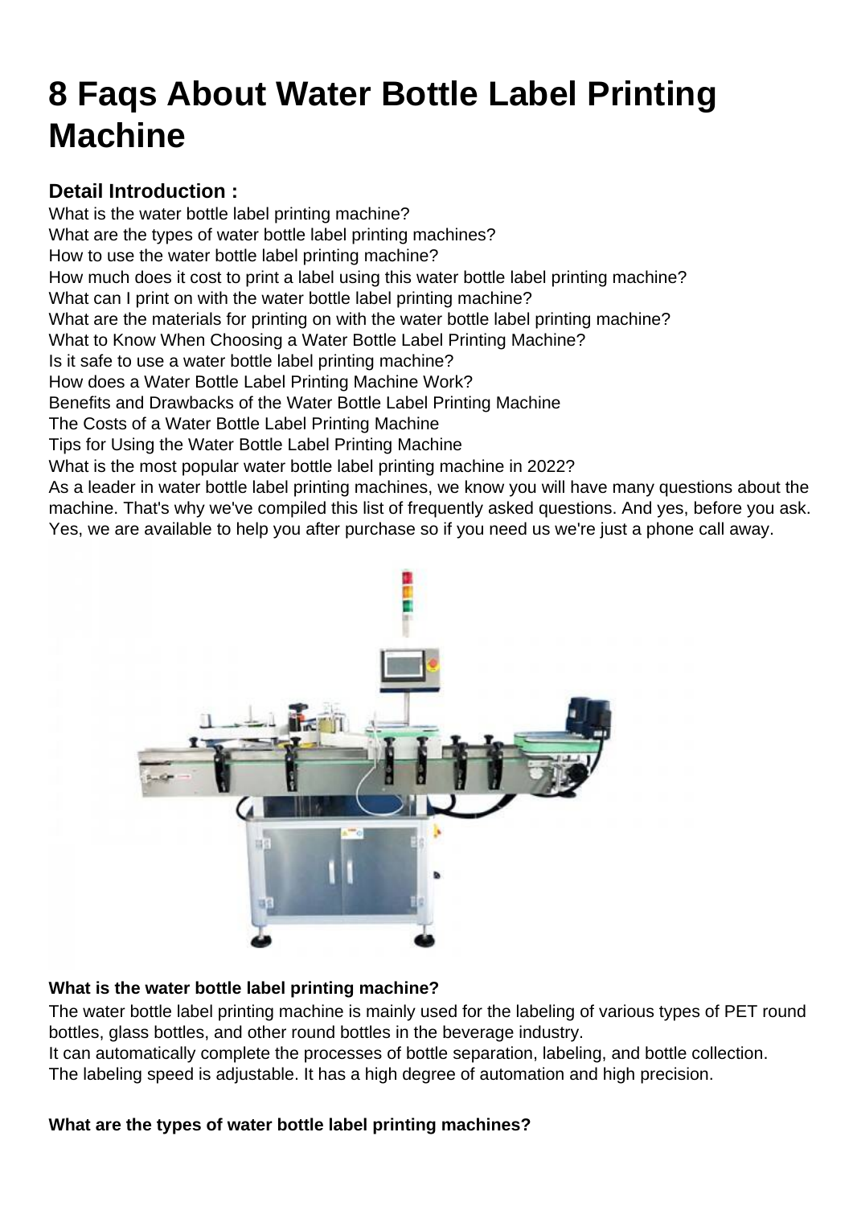# 8 Faqs About Water Bottle Label Printing Machine

## Detail Introduction :

What is the water bottle label printing machine?
What are the types of water bottle label printing machines?
How to use the water bottle label printing machine?
How much does it cost to print a label using this water bottle label printing machine?
What can I print on with the water bottle label printing machine?
What are the materials for printing on with the water bottle label printing machine?
What to Know When Choosing a Water Bottle Label Printing Machine?
Is it safe to use a water bottle label printing machine?
How does a Water Bottle Label Printing Machine Work?
Benefits and Drawbacks of the Water Bottle Label Printing Machine
The Costs of a Water Bottle Label Printing Machine
Tips for Using the Water Bottle Label Printing Machine
What is the most popular water bottle label printing machine in 2022?

As a leader in water bottle label printing machines, we know you will have many questions about the machine. That's why we've compiled this list of frequently asked questions. And yes, before you ask. Yes, we are available to help you after purchase so if you need us we're just a phone call away.

**What is the water bottle label printing machine?**

The water bottle label printing machine is mainly used for the labeling of various types of PET round bottles, glass bottles, and other round bottles in the beverage industry.
It can automatically complete the processes of bottle separation, labeling, and bottle collection.
The labeling speed is adjustable. It has a high degree of automation and high precision.

**What are the types of water bottle label printing machines?**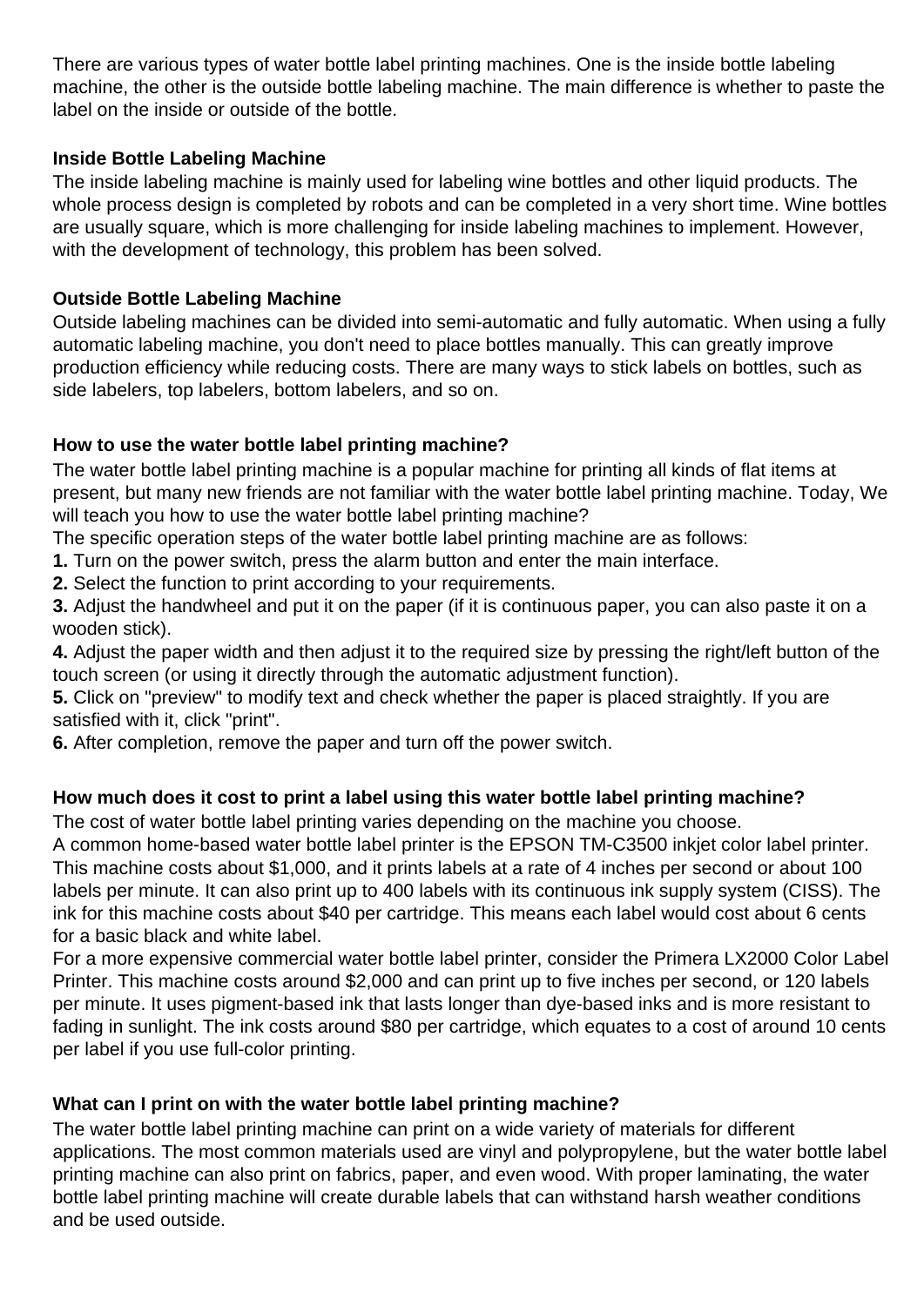There are various types of water bottle label printing machines. One is the inside bottle labeling machine, the other is the outside bottle labeling machine. The main difference is whether to paste the label on the inside or outside of the bottle.

**Inside Bottle Labeling Machine**

The inside labeling machine is mainly used for labeling wine bottles and other liquid products. The whole process design is completed by robots and can be completed in a very short time. Wine bottles are usually square, which is more challenging for inside labeling machines to implement. However, with the development of technology, this problem has been solved.

**Outside Bottle Labeling Machine**

Outside labeling machines can be divided into semi-automatic and fully automatic. When using a fully automatic labeling machine, you don't need to place bottles manually. This can greatly improve production efficiency while reducing costs. There are many ways to stick labels on bottles, such as side labelers, top labelers, bottom labelers, and so on.

**How to use the water bottle label printing machine?**

The water bottle label printing machine is a popular machine for printing all kinds of flat items at present, but many new friends are not familiar with the water bottle label printing machine. Today, We will teach you how to use the water bottle label printing machine?

The specific operation steps of the water bottle label printing machine are as follows:

**1.** Turn on the power switch, press the alarm button and enter the main interface.

**2.** Select the function to print according to your requirements.

**3.** Adjust the handwheel and put it on the paper (if it is continuous paper, you can also paste it on a wooden stick).

**4.** Adjust the paper width and then adjust it to the required size by pressing the right/left button of the touch screen (or using it directly through the automatic adjustment function).

**5.** Click on "preview" to modify text and check whether the paper is placed straightly. If you are satisfied with it, click "print".

**6.** After completion, remove the paper and turn off the power switch.

**How much does it cost to print a label using this water bottle label printing machine?**

The cost of water bottle label printing varies depending on the machine you choose.

A common home-based water bottle label printer is the EPSON TM-C3500 inkjet color label printer. This machine costs about $1,000, and it prints labels at a rate of 4 inches per second or about 100 labels per minute. It can also print up to 400 labels with its continuous ink supply system (CISS). The ink for this machine costs about $40 per cartridge. This means each label would cost about 6 cents for a basic black and white label.

For a more expensive commercial water bottle label printer, consider the Primera LX2000 Color Label Printer. This machine costs around $2,000 and can print up to five inches per second, or 120 labels per minute. It uses pigment-based ink that lasts longer than dye-based inks and is more resistant to fading in sunlight. The ink costs around $80 per cartridge, which equates to a cost of around 10 cents per label if you use full-color printing.

**What can I print on with the water bottle label printing machine?**

The water bottle label printing machine can print on a wide variety of materials for different applications. The most common materials used are vinyl and polypropylene, but the water bottle label printing machine can also print on fabrics, paper, and even wood. With proper laminating, the water bottle label printing machine will create durable labels that can withstand harsh weather conditions and be used outside.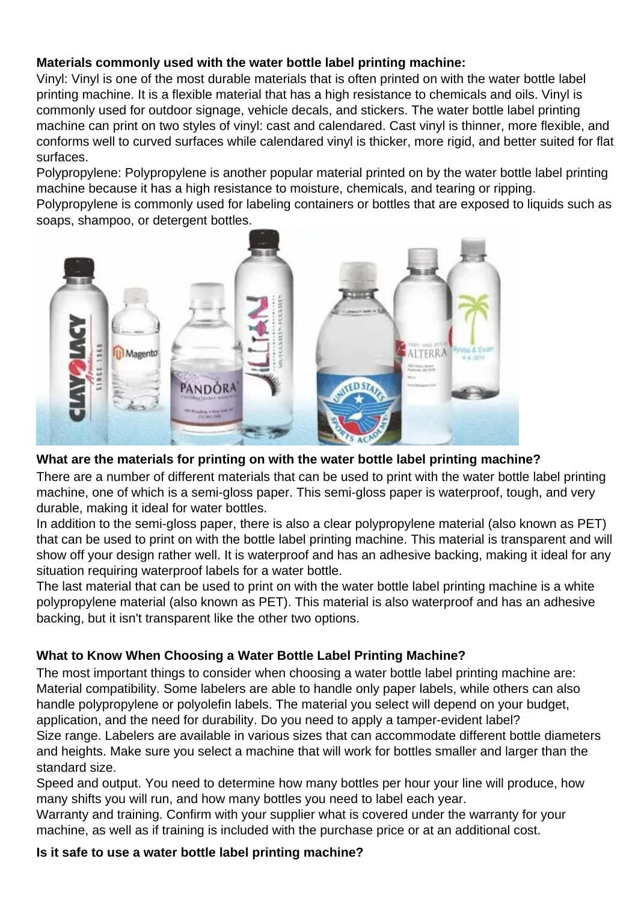**Materials commonly used with the water bottle label printing machine:**

Vinyl: Vinyl is one of the most durable materials that is often printed on with the water bottle label printing machine. It is a flexible material that has a high resistance to chemicals and oils. Vinyl is commonly used for outdoor signage, vehicle decals, and stickers. The water bottle label printing machine can print on two styles of vinyl: cast and calendared. Cast vinyl is thinner, more flexible, and conforms well to curved surfaces while calendared vinyl is thicker, more rigid, and better suited for flat surfaces.

Polypropylene: Polypropylene is another popular material printed on by the water bottle label printing machine because it has a high resistance to moisture, chemicals, and tearing or ripping. Polypropylene is commonly used for labeling containers or bottles that are exposed to liquids such as soaps, shampoo, or detergent bottles.

**What are the materials for printing on with the water bottle label printing machine?**

There are a number of different materials that can be used to print with the water bottle label printing machine, one of which is a semi-gloss paper. This semi-gloss paper is waterproof, tough, and very durable, making it ideal for water bottles.

In addition to the semi-gloss paper, there is also a clear polypropylene material (also known as PET) that can be used to print on with the bottle label printing machine. This material is transparent and will show off your design rather well. It is waterproof and has an adhesive backing, making it ideal for any situation requiring waterproof labels for a water bottle.

The last material that can be used to print on with the water bottle label printing machine is a white polypropylene material (also known as PET). This material is also waterproof and has an adhesive backing, but it isn't transparent like the other two options.

**What to Know When Choosing a Water Bottle Label Printing Machine?**

The most important things to consider when choosing a water bottle label printing machine are:

Material compatibility. Some labelers are able to handle only paper labels, while others can also handle polypropylene or polyolefin labels. The material you select will depend on your budget, application, and the need for durability. Do you need to apply a tamper-evident label?

Size range. Labelers are available in various sizes that can accommodate different bottle diameters and heights. Make sure you select a machine that will work for bottles smaller and larger than the standard size.

Speed and output. You need to determine how many bottles per hour your line will produce, how many shifts you will run, and how many bottles you need to label each year.

Warranty and training. Confirm with your supplier what is covered under the warranty for your machine, as well as if training is included with the purchase price or at an additional cost.

**Is it safe to use a water bottle label printing machine?**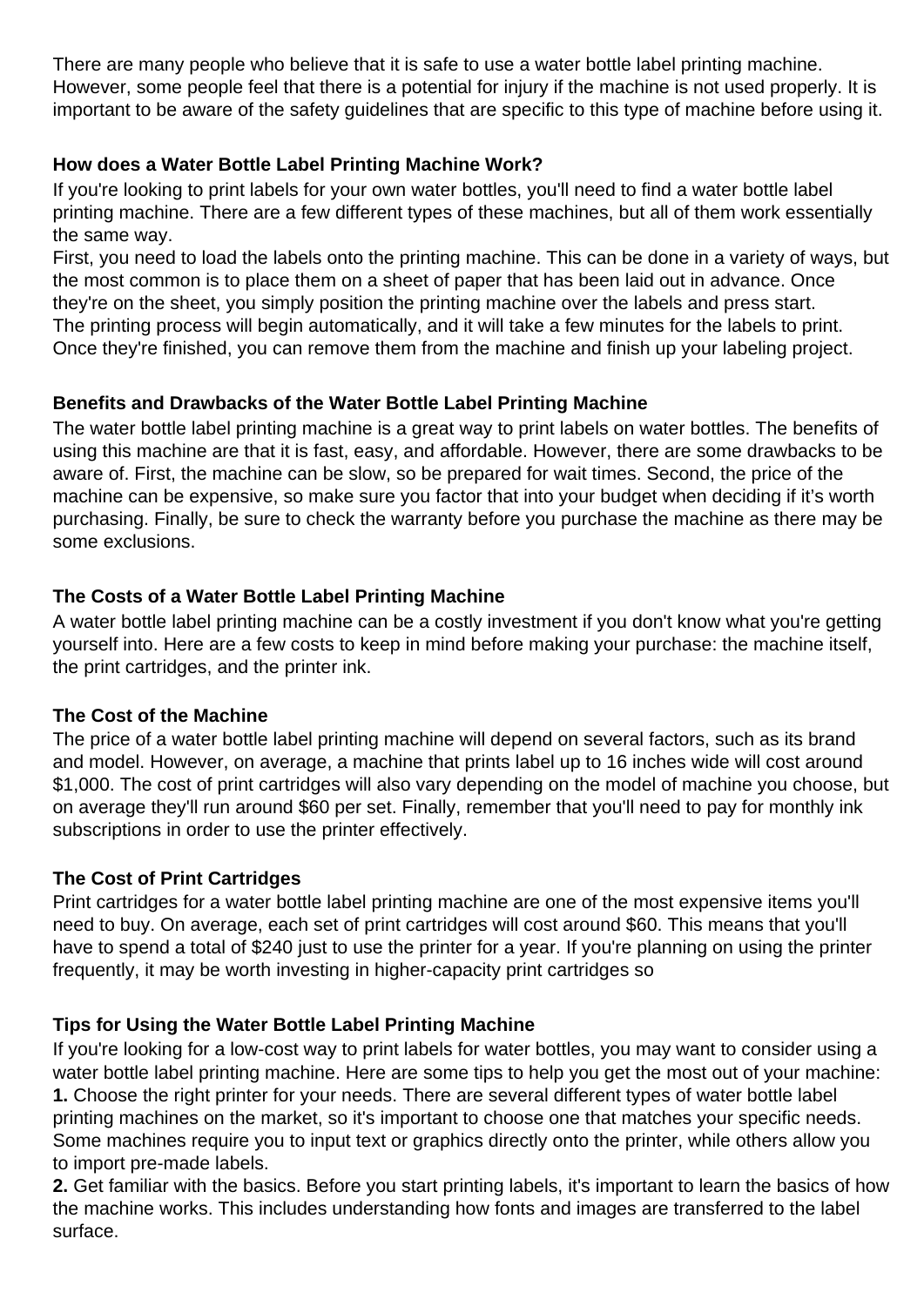There are many people who believe that it is safe to use a water bottle label printing machine. However, some people feel that there is a potential for injury if the machine is not used properly. It is important to be aware of the safety guidelines that are specific to this type of machine before using it.

### How does a Water Bottle Label Printing Machine Work?

If you're looking to print labels for your own water bottles, you'll need to find a water bottle label printing machine. There are a few different types of these machines, but all of them work essentially the same way.

First, you need to load the labels onto the printing machine. This can be done in a variety of ways, but the most common is to place them on a sheet of paper that has been laid out in advance. Once they're on the sheet, you simply position the printing machine over the labels and press start.

The printing process will begin automatically, and it will take a few minutes for the labels to print. Once they're finished, you can remove them from the machine and finish up your labeling project.

### Benefits and Drawbacks of the Water Bottle Label Printing Machine

The water bottle label printing machine is a great way to print labels on water bottles. The benefits of using this machine are that it is fast, easy, and affordable. However, there are some drawbacks to be aware of. First, the machine can be slow, so be prepared for wait times. Second, the price of the machine can be expensive, so make sure you factor that into your budget when deciding if it's worth purchasing. Finally, be sure to check the warranty before you purchase the machine as there may be some exclusions.

### The Costs of a Water Bottle Label Printing Machine

A water bottle label printing machine can be a costly investment if you don't know what you're getting yourself into. Here are a few costs to keep in mind before making your purchase: the machine itself, the print cartridges, and the printer ink.

### The Cost of the Machine

The price of a water bottle label printing machine will depend on several factors, such as its brand and model. However, on average, a machine that prints label up to 16 inches wide will cost around $1,000. The cost of print cartridges will also vary depending on the model of machine you choose, but on average they'll run around $60 per set. Finally, remember that you'll need to pay for monthly ink subscriptions in order to use the printer effectively.

### The Cost of Print Cartridges

Print cartridges for a water bottle label printing machine are one of the most expensive items you'll need to buy. On average, each set of print cartridges will cost around $60. This means that you'll have to spend a total of $240 just to use the printer for a year. If you're planning on using the printer frequently, it may be worth investing in higher-capacity print cartridges so

### Tips for Using the Water Bottle Label Printing Machine

If you're looking for a low-cost way to print labels for water bottles, you may want to consider using a water bottle label printing machine. Here are some tips to help you get the most out of your machine:

**1.** Choose the right printer for your needs. There are several different types of water bottle label printing machines on the market, so it's important to choose one that matches your specific needs. Some machines require you to input text or graphics directly onto the printer, while others allow you to import pre-made labels.

**2.** Get familiar with the basics. Before you start printing labels, it's important to learn the basics of how the machine works. This includes understanding how fonts and images are transferred to the label surface.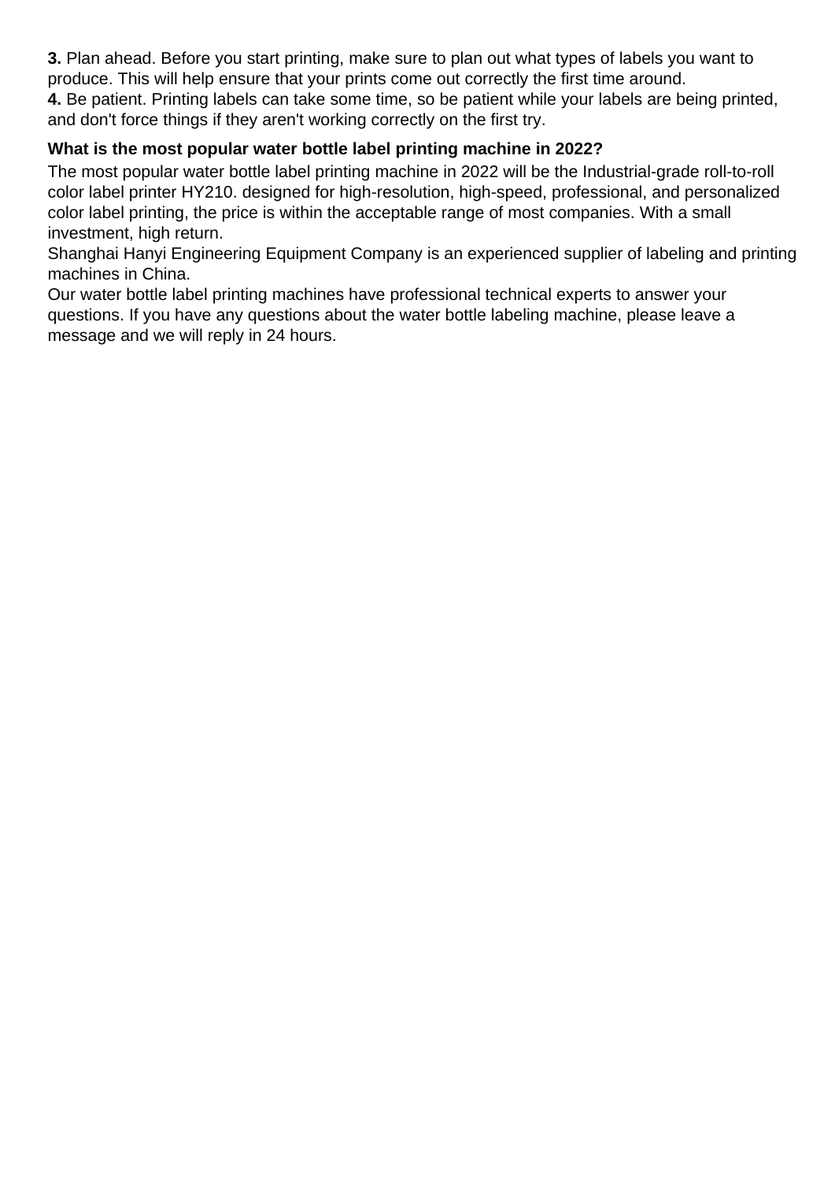**3.** Plan ahead. Before you start printing, make sure to plan out what types of labels you want to produce. This will help ensure that your prints come out correctly the first time around.
**4.** Be patient. Printing labels can take some time, so be patient while your labels are being printed, and don't force things if they aren't working correctly on the first try.

### What is the most popular water bottle label printing machine in 2022?

The most popular water bottle label printing machine in 2022 will be the Industrial-grade roll-to-roll color label printer HY210. designed for high-resolution, high-speed, professional, and personalized color label printing, the price is within the acceptable range of most companies. With a small investment, high return.

Shanghai Hanyi Engineering Equipment Company is an experienced supplier of labeling and printing machines in China.

Our water bottle label printing machines have professional technical experts to answer your questions. If you have any questions about the water bottle labeling machine, please leave a message and we will reply in 24 hours.